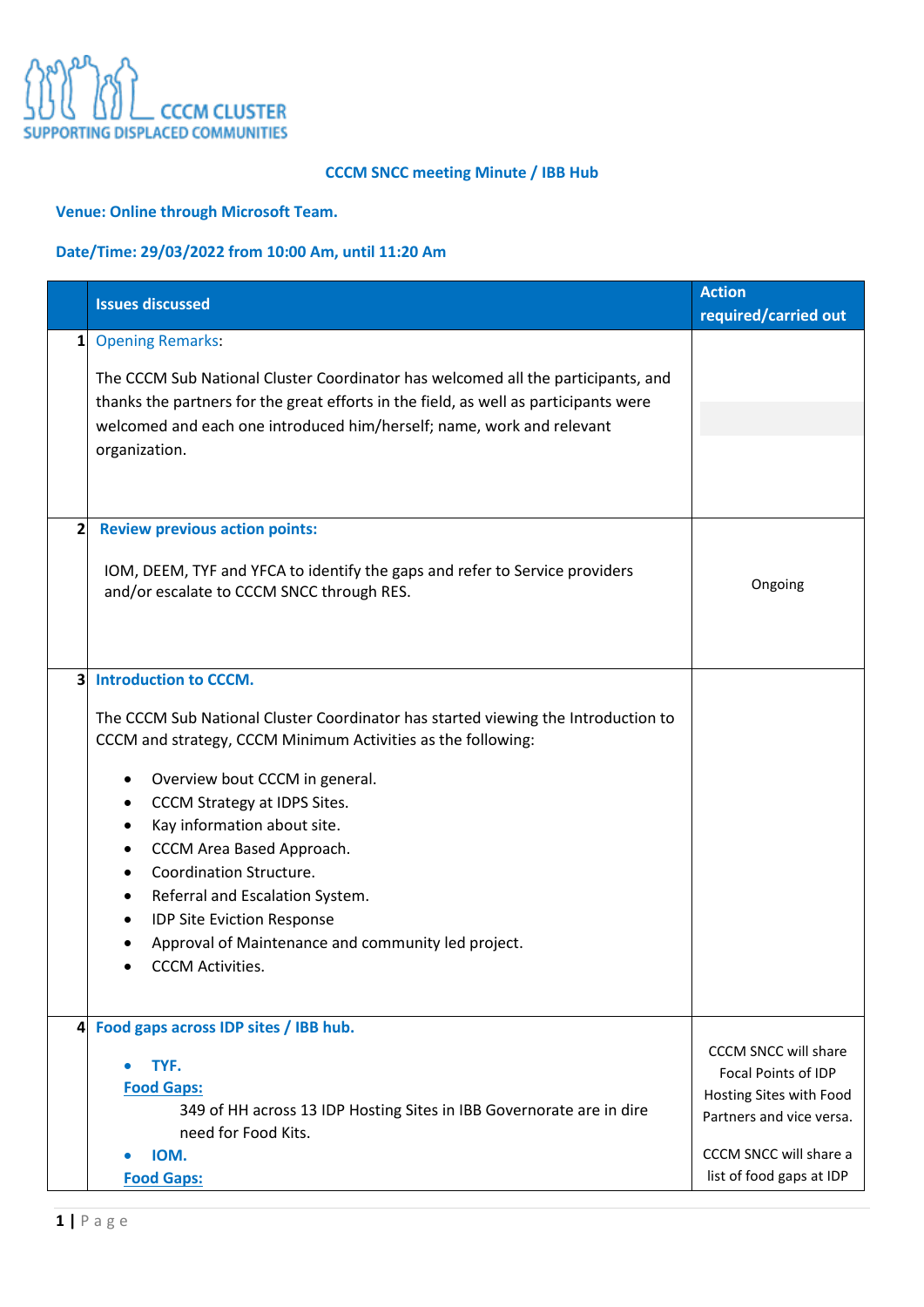CCCM CLUSTER
SUPPORTING DISPLACED COMMUNITIES

## CCCM SNCC meeting Minute / IBB Hub

**Venue: Online through Microsoft Team.**

**Date/Time: 29/03/2022 from 10:00 Am, until 11:20 Am**

| | Issues discussed | Action required/carried out |
|---|---|---|
| 1 | Opening Remarks:<br><br>The CCCM Sub National Cluster Coordinator has welcomed all the participants, and thanks the partners for the great efforts in the field, as well as participants were welcomed and each one introduced him/herself; name, work and relevant organization. | |
| 2 | **Review previous action points:**<br><br>IOM, DEEM, TYF and YFCA to identify the gaps and refer to Service providers and/or escalate to CCCM SNCC through RES. | Ongoing |
| 3 | **Introduction to CCCM.**<br><br>The CCCM Sub National Cluster Coordinator has started viewing the Introduction to CCCM and strategy, CCCM Minimum Activities as the following:<br><br>• Overview bout CCCM in general.<br>• CCCM Strategy at IDPS Sites.<br>• Kay information about site.<br>• CCCM Area Based Approach.<br>• Coordination Structure.<br>• Referral and Escalation System.<br>• IDP Site Eviction Response<br>• Approval of Maintenance and community led project.<br>• CCCM Activities. | |
| 4 | **Food gaps across IDP sites / IBB hub.**<br><br>• **TYF.**<br>**Food Gaps:**<br>349 of HH across 13 IDP Hosting Sites in IBB Governorate are in dire need for Food Kits.<br>• **IOM.**<br>**Food Gaps:** | CCCM SNCC will share Focal Points of IDP Hosting Sites with Food Partners and vice versa.<br><br>CCCM SNCC will share a list of food gaps at IDP |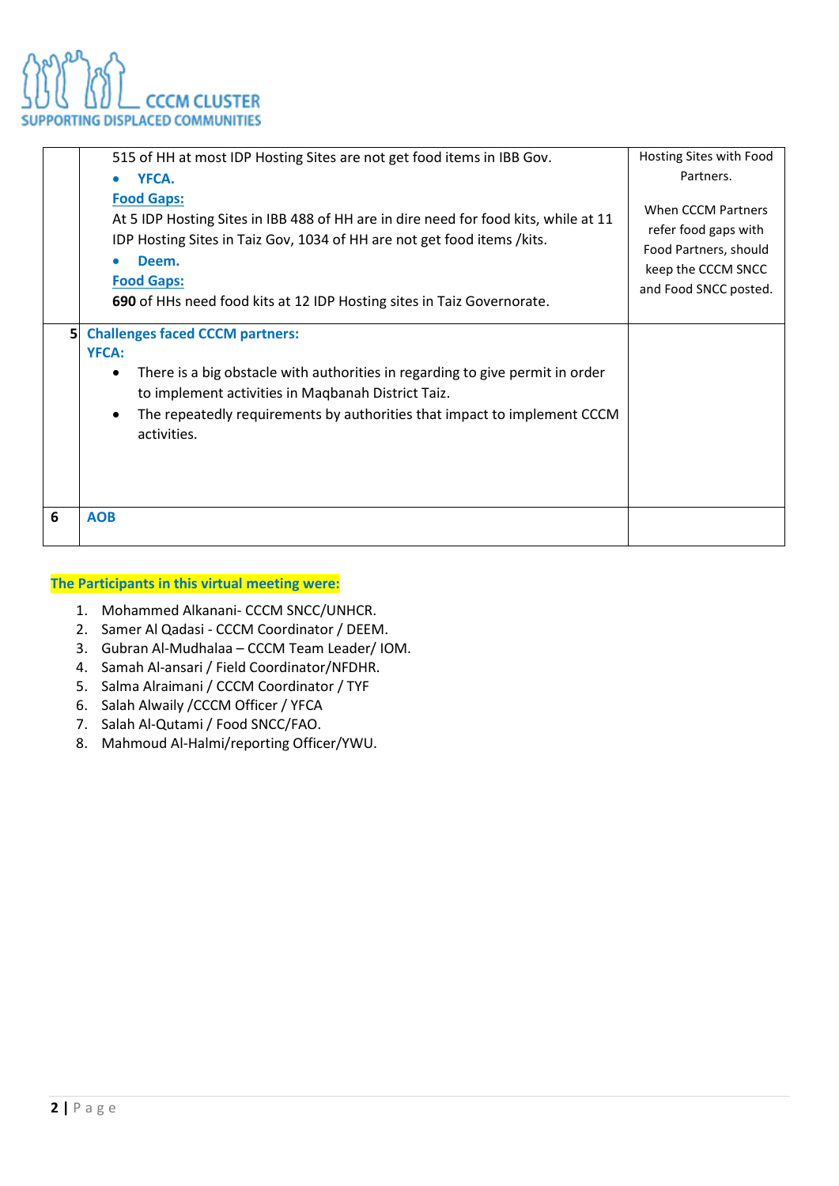| | | |
|---|---|---|
| | 515 of HH at most IDP Hosting Sites are not get food items in IBB Gov.<br>• **YFCA.**<br>**Food Gaps:**<br>At 5 IDP Hosting Sites in IBB 488 of HH are in dire need for food kits, while at 11 IDP Hosting Sites in Taiz Gov, 1034 of HH are not get food items /kits.<br>• **Deem.**<br>**Food Gaps:**<br>**690** of HHs need food kits at 12 IDP Hosting sites in Taiz Governorate. | Hosting Sites with Food Partners.<br><br>When CCCM Partners refer food gaps with Food Partners, should keep the CCCM SNCC and Food SNCC posted. |
| 5 | **Challenges faced CCCM partners:**<br>**YFCA:**<br>• There is a big obstacle with authorities in regarding to give permit in order to implement activities in Maqbanah District Taiz.<br>• The repeatedly requirements by authorities that impact to implement CCCM activities. | |
| 6 | **AOB** | |

**The Participants in this virtual meeting were:**

1. Mohammed Alkanani- CCCM SNCC/UNHCR.
2. Samer Al Qadasi - CCCM Coordinator / DEEM.
3. Gubran Al-Mudhalaa – CCCM Team Leader/ IOM.
4. Samah Al-ansari / Field Coordinator/NFDHR.
5. Salma Alraimani / CCCM Coordinator / TYF
6. Salah Alwaily /CCCM Officer / YFCA
7. Salah Al-Qutami / Food SNCC/FAO.
8. Mahmoud Al-Halmi/reporting Officer/YWU.